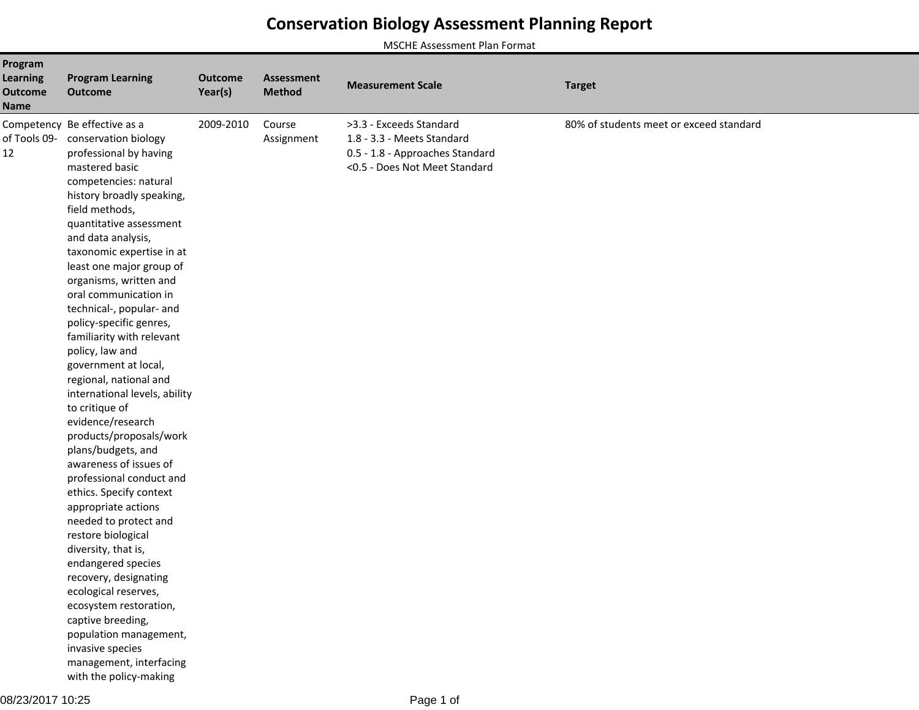# Conservation Biology Assessment Planning Report

MSCHE Assessment Plan Format

| Program Learning Outcome Name | Program Learning Outcome | Outcome Year(s) | Assessment Method | Measurement Scale | Target |
|---|---|---|---|---|---|
| Competency of Tools 09-12 | Be effective as a conservation biology professional by having mastered basic competencies: natural history broadly speaking, field methods, quantitative assessment and data analysis, taxonomic expertise in at least one major group of organisms, written and oral communication in technical-, popular- and policy-specific genres, familiarity with relevant policy, law and government at local, regional, national and international levels, ability to critique of evidence/research products/proposals/work plans/budgets, and awareness of issues of professional conduct and ethics. Specify context appropriate actions needed to protect and restore biological diversity, that is, endangered species recovery, designating ecological reserves, ecosystem restoration, captive breeding, population management, invasive species management, interfacing with the policy-making | 2009-2010 | Course Assignment | >3.3 - Exceeds Standard<br>1.8 - 3.3 - Meets Standard<br>0.5 - 1.8 - Approaches Standard<br><0.5 - Does Not Meet Standard | 80% of students meet or exceed standard |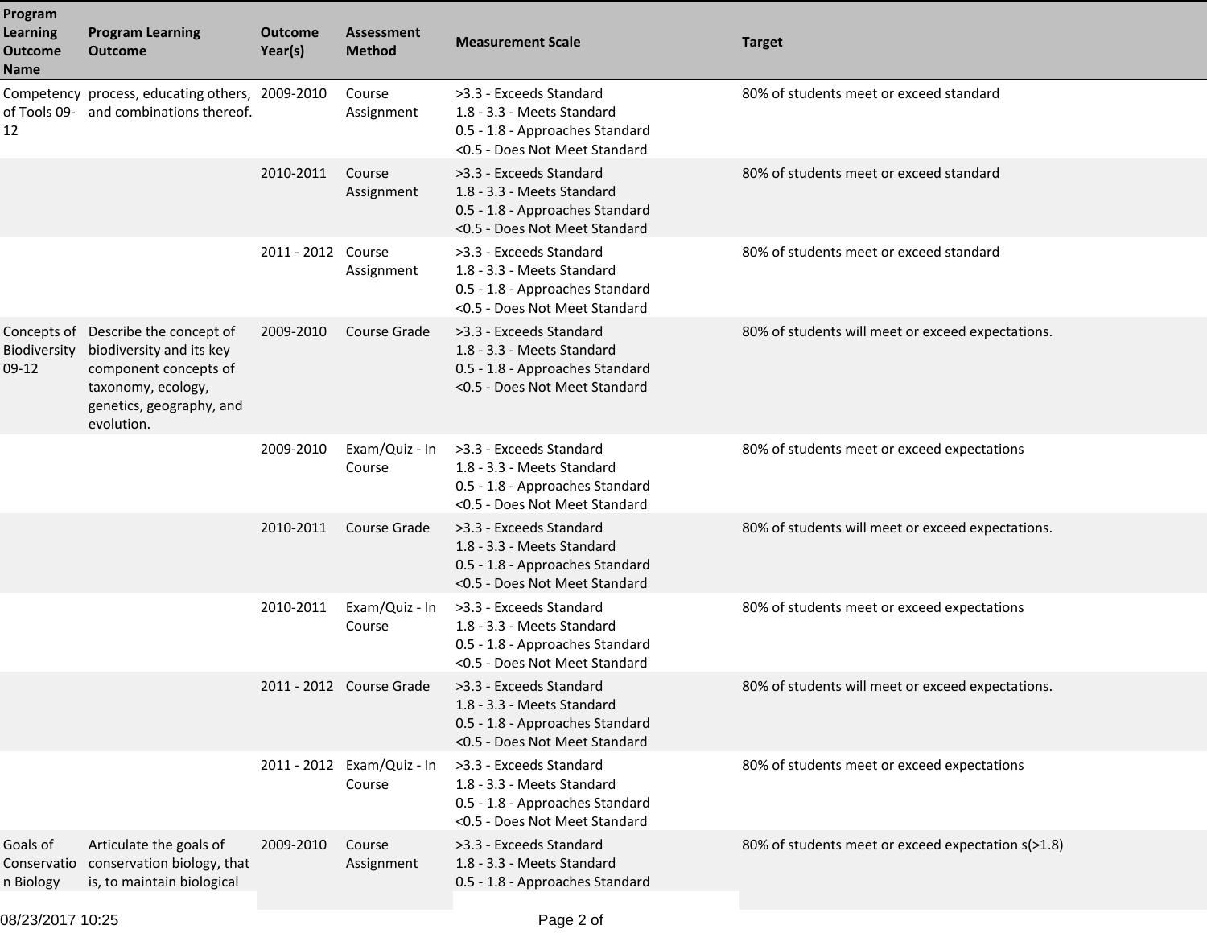| Program Learning Outcome Name | Program Learning Outcome | Outcome Year(s) | Assessment Method | Measurement Scale | Target |
|---|---|---|---|---|---|
| Competency of Tools 09-12 | process, educating others, and combinations thereof. | 2009-2010 | Course Assignment | >3.3 - Exceeds Standard<br>1.8 - 3.3 - Meets Standard<br>0.5 - 1.8 - Approaches Standard<br><0.5 - Does Not Meet Standard | 80% of students meet or exceed standard |
| | | 2010-2011 | Course Assignment | >3.3 - Exceeds Standard<br>1.8 - 3.3 - Meets Standard<br>0.5 - 1.8 - Approaches Standard<br><0.5 - Does Not Meet Standard | 80% of students meet or exceed standard |
| | | 2011 - 2012 | Course Assignment | >3.3 - Exceeds Standard<br>1.8 - 3.3 - Meets Standard<br>0.5 - 1.8 - Approaches Standard<br><0.5 - Does Not Meet Standard | 80% of students meet or exceed standard |
| Concepts of Biodiversity 09-12 | Describe the concept of biodiversity and its key component concepts of taxonomy, ecology, genetics, geography, and evolution. | 2009-2010 | Course Grade | >3.3 - Exceeds Standard<br>1.8 - 3.3 - Meets Standard<br>0.5 - 1.8 - Approaches Standard<br><0.5 - Does Not Meet Standard | 80% of students will meet or exceed expectations. |
| | | 2009-2010 | Exam/Quiz - In Course | >3.3 - Exceeds Standard<br>1.8 - 3.3 - Meets Standard<br>0.5 - 1.8 - Approaches Standard<br><0.5 - Does Not Meet Standard | 80% of students meet or exceed expectations |
| | | 2010-2011 | Course Grade | >3.3 - Exceeds Standard<br>1.8 - 3.3 - Meets Standard<br>0.5 - 1.8 - Approaches Standard<br><0.5 - Does Not Meet Standard | 80% of students will meet or exceed expectations. |
| | | 2010-2011 | Exam/Quiz - In Course | >3.3 - Exceeds Standard<br>1.8 - 3.3 - Meets Standard<br>0.5 - 1.8 - Approaches Standard<br><0.5 - Does Not Meet Standard | 80% of students meet or exceed expectations |
| | | 2011 - 2012 | Course Grade | >3.3 - Exceeds Standard<br>1.8 - 3.3 - Meets Standard<br>0.5 - 1.8 - Approaches Standard<br><0.5 - Does Not Meet Standard | 80% of students will meet or exceed expectations. |
| | | 2011 - 2012 | Exam/Quiz - In Course | >3.3 - Exceeds Standard<br>1.8 - 3.3 - Meets Standard<br>0.5 - 1.8 - Approaches Standard<br><0.5 - Does Not Meet Standard | 80% of students meet or exceed expectations |
| Goals of Conservation Biology | Articulate the goals of conservation biology, that is, to maintain biological | 2009-2010 | Course Assignment | >3.3 - Exceeds Standard<br>1.8 - 3.3 - Meets Standard<br>0.5 - 1.8 - Approaches Standard | 80% of students meet or exceed expectation s(>1.8) |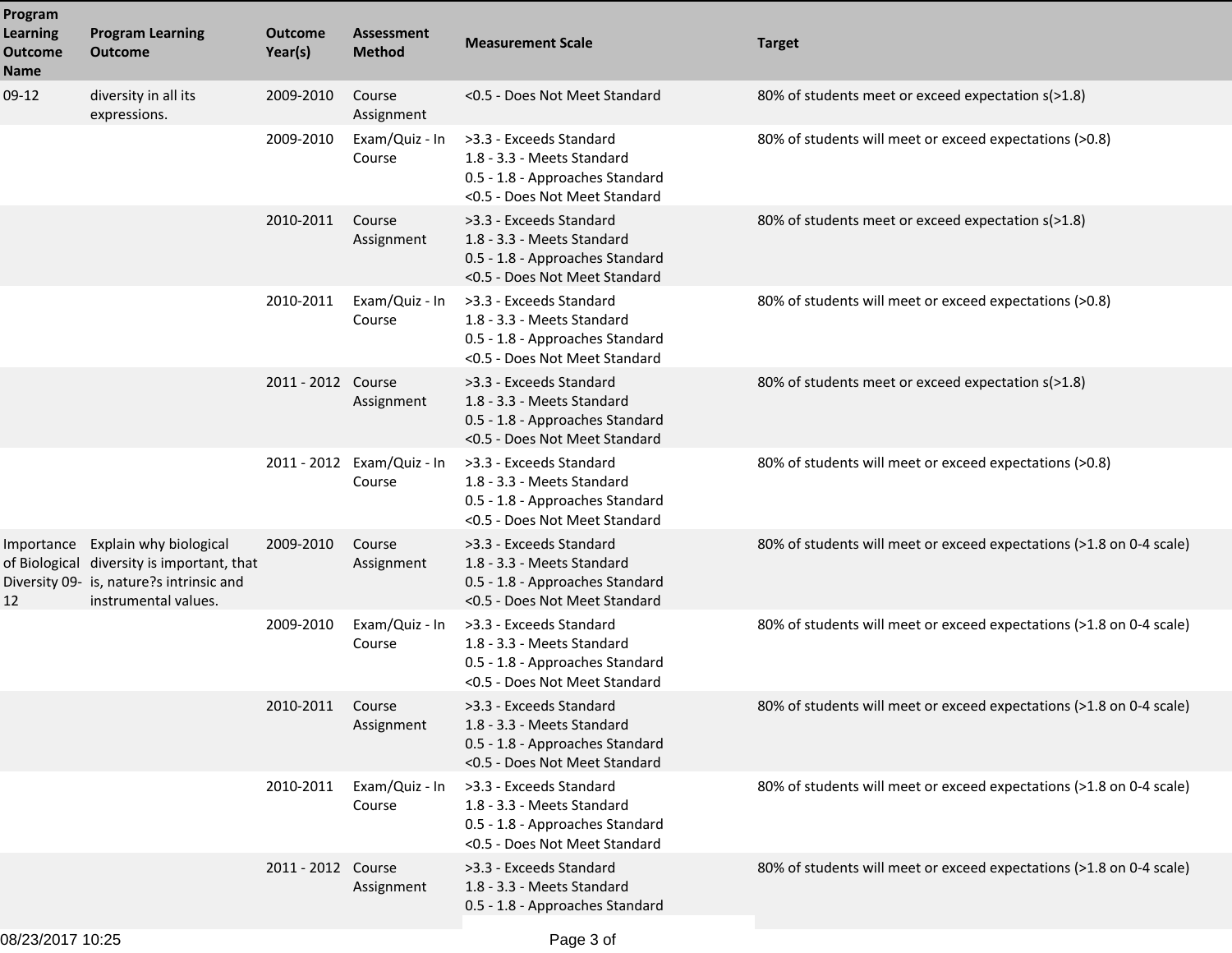| Program Learning Outcome Name | Program Learning Outcome | Outcome Year(s) | Assessment Method | Measurement Scale | Target |
|---|---|---|---|---|---|
| 09-12 | diversity in all its expressions. | 2009-2010 | Course Assignment | <0.5 - Does Not Meet Standard | 80% of students meet or exceed expectation s(>1.8) |
| | | 2009-2010 | Exam/Quiz - In Course | >3.3 - Exceeds Standard<br>1.8 - 3.3 - Meets Standard<br>0.5 - 1.8 - Approaches Standard<br><0.5 - Does Not Meet Standard | 80% of students will meet or exceed expectations (>0.8) |
| | | 2010-2011 | Course Assignment | >3.3 - Exceeds Standard<br>1.8 - 3.3 - Meets Standard<br>0.5 - 1.8 - Approaches Standard<br><0.5 - Does Not Meet Standard | 80% of students meet or exceed expectation s(>1.8) |
| | | 2010-2011 | Exam/Quiz - In Course | >3.3 - Exceeds Standard<br>1.8 - 3.3 - Meets Standard<br>0.5 - 1.8 - Approaches Standard<br><0.5 - Does Not Meet Standard | 80% of students will meet or exceed expectations (>0.8) |
| | | 2011 - 2012 | Course Assignment | >3.3 - Exceeds Standard<br>1.8 - 3.3 - Meets Standard<br>0.5 - 1.8 - Approaches Standard<br><0.5 - Does Not Meet Standard | 80% of students meet or exceed expectation s(>1.8) |
| | | 2011 - 2012 | Exam/Quiz - In Course | >3.3 - Exceeds Standard<br>1.8 - 3.3 - Meets Standard<br>0.5 - 1.8 - Approaches Standard<br><0.5 - Does Not Meet Standard | 80% of students will meet or exceed expectations (>0.8) |
| Importance of Biological Diversity 09-12 | Explain why biological diversity is important, that is, nature?s intrinsic and instrumental values. | 2009-2010 | Course Assignment | >3.3 - Exceeds Standard<br>1.8 - 3.3 - Meets Standard<br>0.5 - 1.8 - Approaches Standard<br><0.5 - Does Not Meet Standard | 80% of students will meet or exceed expectations (>1.8 on 0-4 scale) |
| | | 2009-2010 | Exam/Quiz - In Course | >3.3 - Exceeds Standard<br>1.8 - 3.3 - Meets Standard<br>0.5 - 1.8 - Approaches Standard<br><0.5 - Does Not Meet Standard | 80% of students will meet or exceed expectations (>1.8 on 0-4 scale) |
| | | 2010-2011 | Course Assignment | >3.3 - Exceeds Standard<br>1.8 - 3.3 - Meets Standard<br>0.5 - 1.8 - Approaches Standard<br><0.5 - Does Not Meet Standard | 80% of students will meet or exceed expectations (>1.8 on 0-4 scale) |
| | | 2010-2011 | Exam/Quiz - In Course | >3.3 - Exceeds Standard<br>1.8 - 3.3 - Meets Standard<br>0.5 - 1.8 - Approaches Standard<br><0.5 - Does Not Meet Standard | 80% of students will meet or exceed expectations (>1.8 on 0-4 scale) |
| | | 2011 - 2012 | Course Assignment | >3.3 - Exceeds Standard<br>1.8 - 3.3 - Meets Standard<br>0.5 - 1.8 - Approaches Standard | 80% of students will meet or exceed expectations (>1.8 on 0-4 scale) |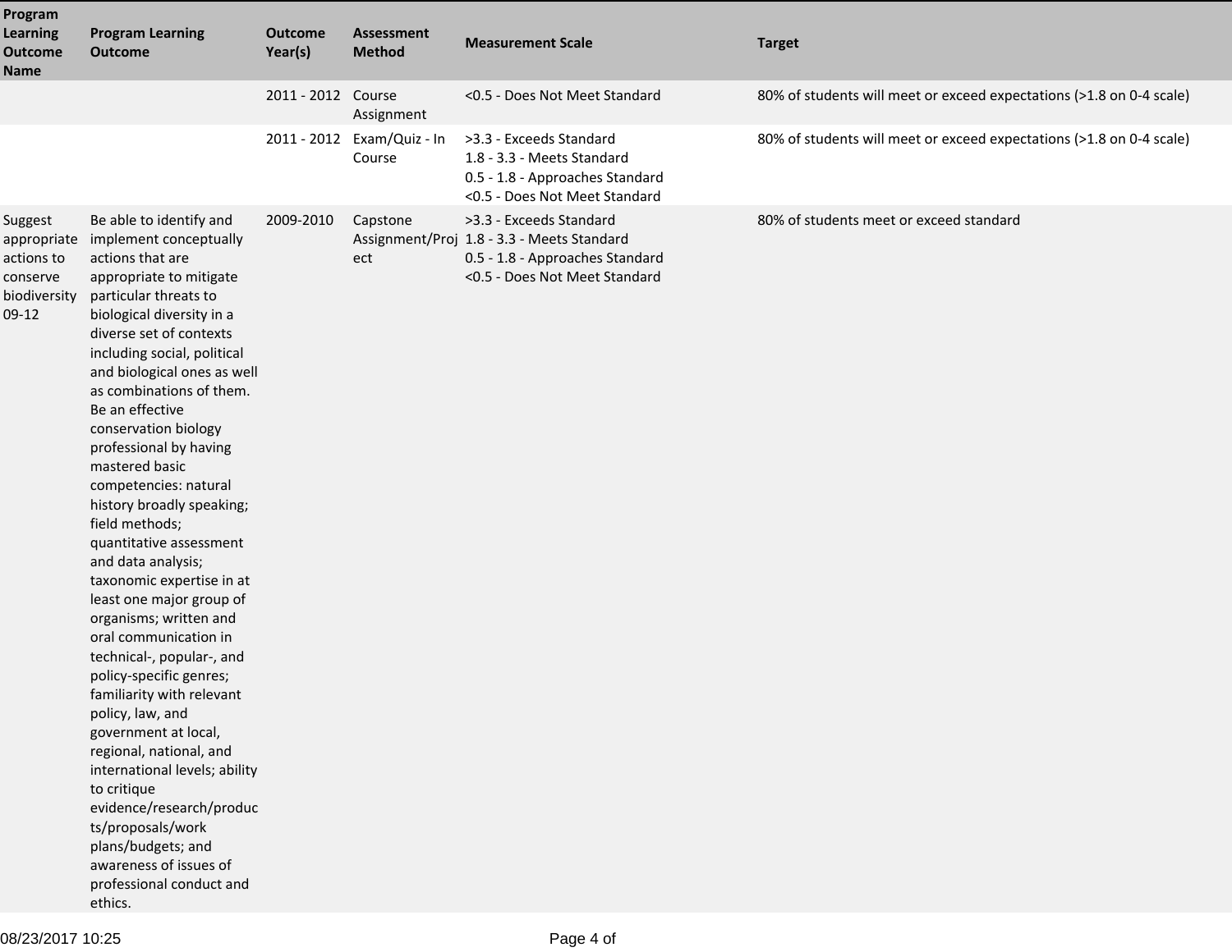| Program Learning Outcome Name | Program Learning Outcome | Outcome Year(s) | Assessment Method | Measurement Scale | Target |
|---|---|---|---|---|---|
| | | 2011 - 2012 | Course Assignment | <0.5 - Does Not Meet Standard | 80% of students will meet or exceed expectations (>1.8 on 0-4 scale) |
| | | 2011 - 2012 | Exam/Quiz - In Course | >3.3 - Exceeds Standard<br>1.8 - 3.3 - Meets Standard<br>0.5 - 1.8 - Approaches Standard<br><0.5 - Does Not Meet Standard | 80% of students will meet or exceed expectations (>1.8 on 0-4 scale) |
| Suggest appropriate actions to conserve biodiversity 09-12 | Be able to identify and implement conceptually actions that are appropriate to mitigate particular threats to biological diversity in a diverse set of contexts including social, political and biological ones as well as combinations of them. Be an effective conservation biology professional by having mastered basic competencies: natural history broadly speaking; field methods; quantitative assessment and data analysis; taxonomic expertise in at least one major group of organisms; written and oral communication in technical-, popular-, and policy-specific genres; familiarity with relevant policy, law, and government at local, regional, national, and international levels; ability to critique evidence/research/products/proposals/work plans/budgets; and awareness of issues of professional conduct and ethics. | 2009-2010 | Capstone Assignment/Project | >3.3 - Exceeds Standard<br>1.8 - 3.3 - Meets Standard<br>0.5 - 1.8 - Approaches Standard<br><0.5 - Does Not Meet Standard | 80% of students meet or exceed standard |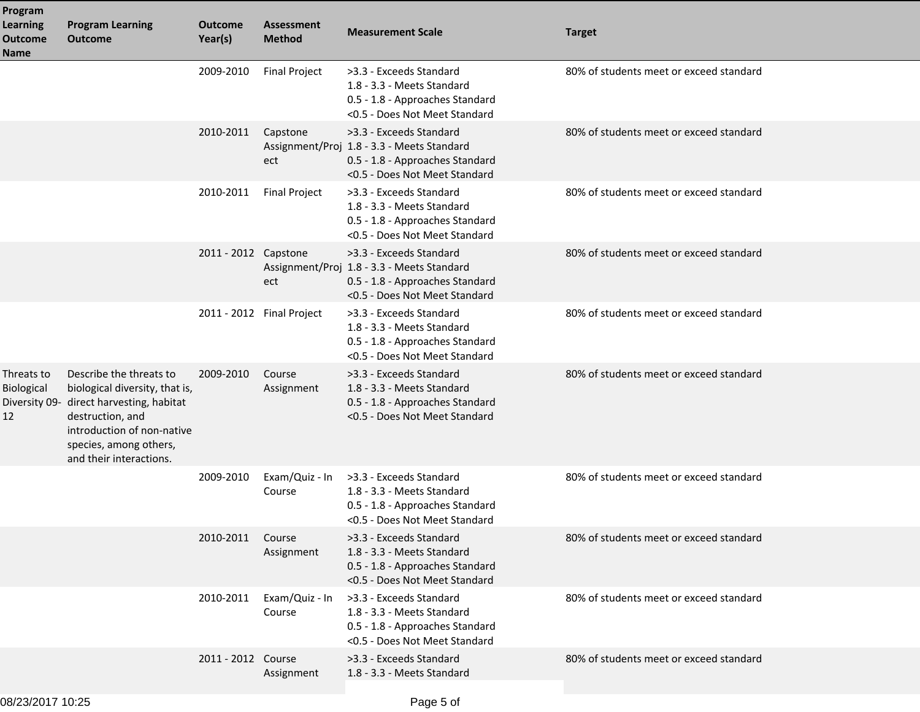| Program Learning Outcome Name | Program Learning Outcome | Outcome Year(s) | Assessment Method | Measurement Scale | Target |
| --- | --- | --- | --- | --- | --- |
| | | 2009-2010 | Final Project | >3.3 - Exceeds Standard<br>1.8 - 3.3 - Meets Standard<br>0.5 - 1.8 - Approaches Standard<br><0.5 - Does Not Meet Standard | 80% of students meet or exceed standard |
| | | 2010-2011 | Capstone Assignment/Project | >3.3 - Exceeds Standard<br>1.8 - 3.3 - Meets Standard<br>0.5 - 1.8 - Approaches Standard<br><0.5 - Does Not Meet Standard | 80% of students meet or exceed standard |
| | | 2010-2011 | Final Project | >3.3 - Exceeds Standard<br>1.8 - 3.3 - Meets Standard<br>0.5 - 1.8 - Approaches Standard<br><0.5 - Does Not Meet Standard | 80% of students meet or exceed standard |
| | | 2011 - 2012 | Capstone Assignment/Project | >3.3 - Exceeds Standard<br>1.8 - 3.3 - Meets Standard<br>0.5 - 1.8 - Approaches Standard<br><0.5 - Does Not Meet Standard | 80% of students meet or exceed standard |
| | | 2011 - 2012 | Final Project | >3.3 - Exceeds Standard<br>1.8 - 3.3 - Meets Standard<br>0.5 - 1.8 - Approaches Standard<br><0.5 - Does Not Meet Standard | 80% of students meet or exceed standard |
| Threats to Biological Diversity 09-12 | Describe the threats to biological diversity, that is, direct harvesting, habitat destruction, and introduction of non-native species, among others, and their interactions. | 2009-2010 | Course Assignment | >3.3 - Exceeds Standard<br>1.8 - 3.3 - Meets Standard<br>0.5 - 1.8 - Approaches Standard<br><0.5 - Does Not Meet Standard | 80% of students meet or exceed standard |
| | | 2009-2010 | Exam/Quiz - In Course | >3.3 - Exceeds Standard<br>1.8 - 3.3 - Meets Standard<br>0.5 - 1.8 - Approaches Standard<br><0.5 - Does Not Meet Standard | 80% of students meet or exceed standard |
| | | 2010-2011 | Course Assignment | >3.3 - Exceeds Standard<br>1.8 - 3.3 - Meets Standard<br>0.5 - 1.8 - Approaches Standard<br><0.5 - Does Not Meet Standard | 80% of students meet or exceed standard |
| | | 2010-2011 | Exam/Quiz - In Course | >3.3 - Exceeds Standard<br>1.8 - 3.3 - Meets Standard<br>0.5 - 1.8 - Approaches Standard<br><0.5 - Does Not Meet Standard | 80% of students meet or exceed standard |
| | | 2011 - 2012 | Course Assignment | >3.3 - Exceeds Standard<br>1.8 - 3.3 - Meets Standard | 80% of students meet or exceed standard |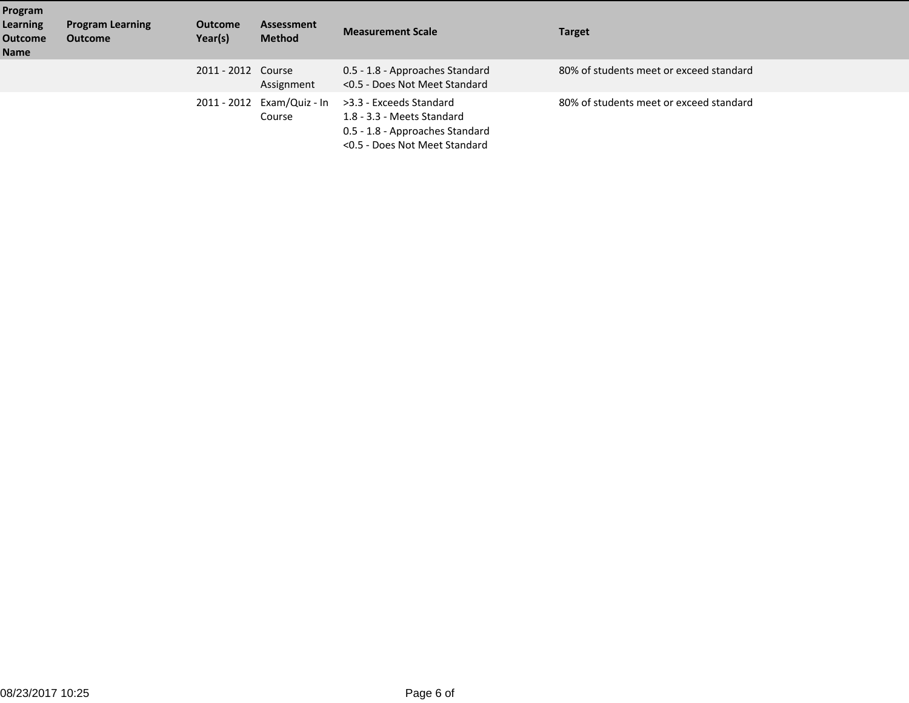| Program Learning Outcome Name | Program Learning Outcome | Outcome Year(s) | Assessment Method | Measurement Scale | Target |
|---|---|---|---|---|---|
| | | 2011 - 2012 | Course Assignment | 0.5 - 1.8 - Approaches Standard<br><0.5 - Does Not Meet Standard | 80% of students meet or exceed standard |
| | | 2011 - 2012 | Exam/Quiz - In Course | >3.3 - Exceeds Standard<br>1.8 - 3.3 - Meets Standard<br>0.5 - 1.8 - Approaches Standard<br><0.5 - Does Not Meet Standard | 80% of students meet or exceed standard |

08/23/2017 10:25